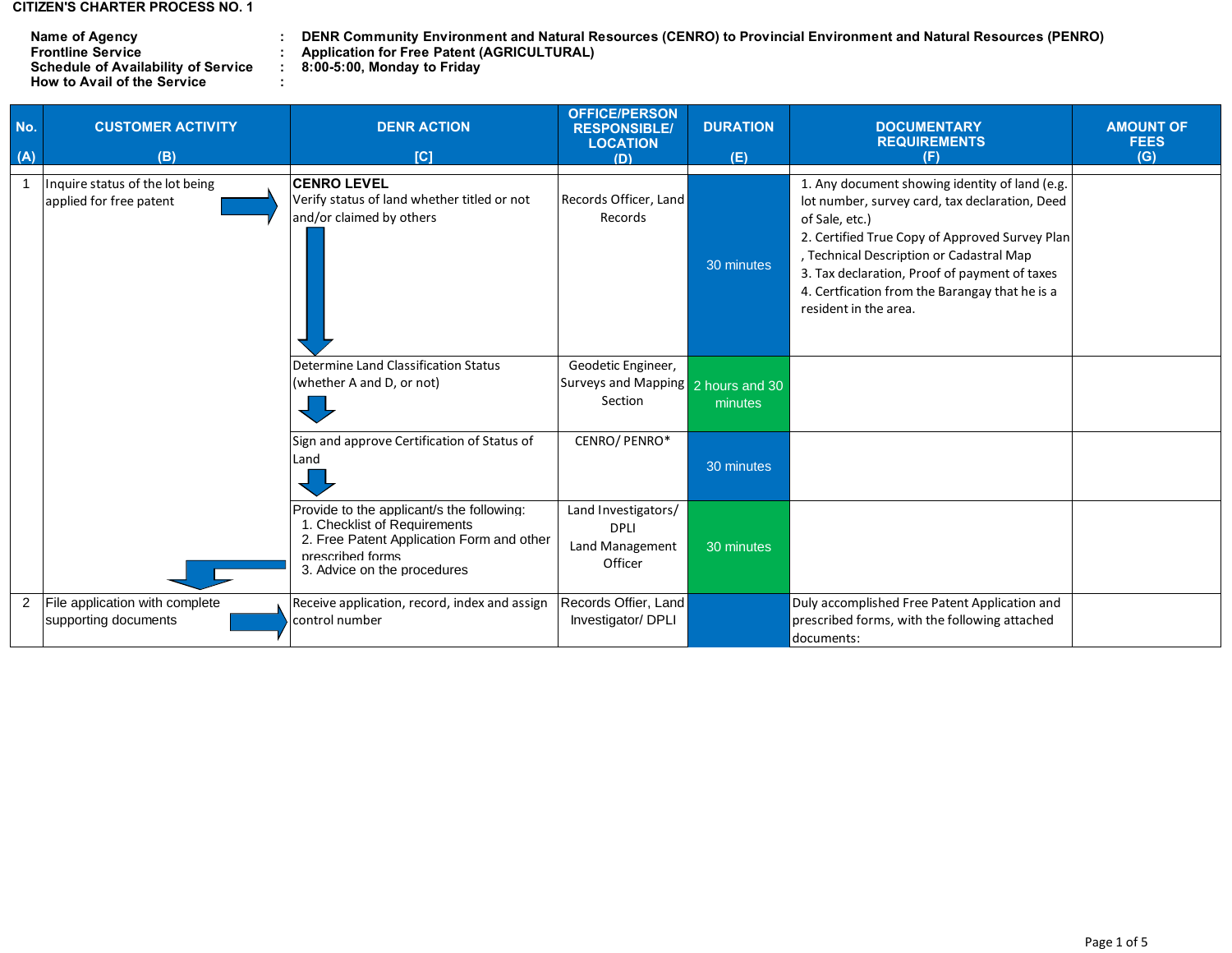**CITIZEN'S CHARTER PROCESS NO. 1**

**Name of Agency** : **DENR Community Environment and Natural Resources (CENRO) to Provincial Environment and Natural Resources (PENRO)**
**Frontline Service** : **Application for Free Patent (AGRICULTURAL)**
**Schedule of Availability of Service** : **8:00-5:00, Monday to Friday**
**How to Avail of the Service** :

| No. (A) | CUSTOMER ACTIVITY (B) | DENR ACTION [C] | OFFICE/PERSON RESPONSIBLE/ LOCATION (D) | DURATION (E) | DOCUMENTARY REQUIREMENTS (F) | AMOUNT OF FEES (G) |
|---|---|---|---|---|---|---|
| 1 | Inquire status of the lot being applied for free patent | **CENRO LEVEL** Verify status of land whether titled or not and/or claimed by others | Records Officer, Land Records | 30 minutes | 1. Any document showing identity of land (e.g. lot number, survey card, tax declaration, Deed of Sale, etc.) 2. Certified True Copy of Approved Survey Plan , Technical Description or Cadastral Map 3. Tax declaration, Proof of payment of taxes 4. Certfication from the Barangay that he is a resident in the area. | |
| | | Determine Land Classification Status (whether A and D, or not) | Geodetic Engineer, Surveys and Mapping Section | 2 hours and 30 minutes | | |
| | | Sign and approve Certification of Status of Land | CENRO/ PENRO* | 30 minutes | | |
| | | Provide to the applicant/s the following: 1. Checklist of Requirements 2. Free Patent Application Form and other prescribed forms 3. Advice on the procedures | Land Investigators/ DPLI Land Management Officer | 30 minutes | | |
| 2 | File application with complete supporting documents | Receive application, record, index and assign control number | Records Offier, Land Investigator/ DPLI | | Duly accomplished Free Patent Application and prescribed forms, with the following attached documents: | |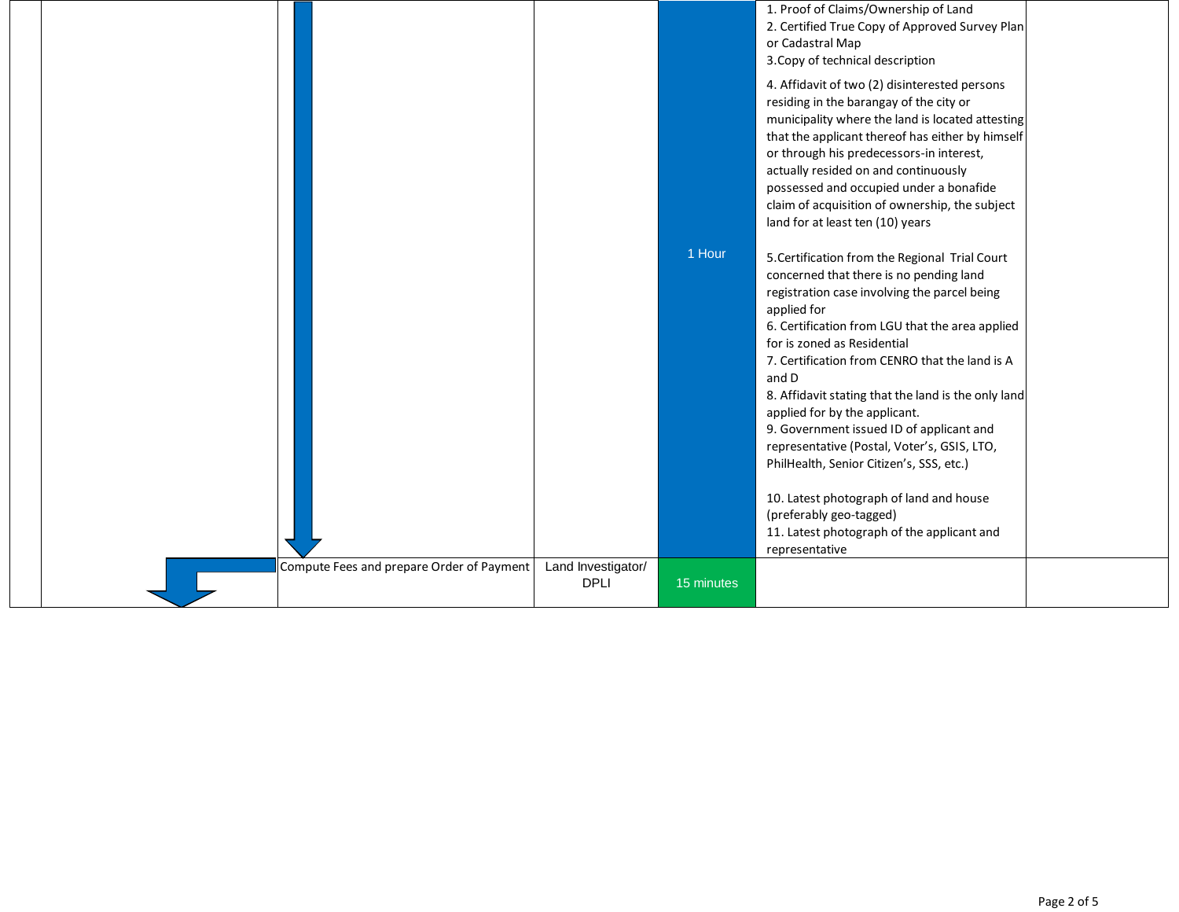| | | | | | | |
|---|---|---|---|---|---|---|
| | | | | 1 Hour | 1. Proof of Claims/Ownership of Land<br>2. Certified True Copy of Approved Survey Plan or Cadastral Map<br>3.Copy of technical description<br>4. Affidavit of two (2) disinterested persons residing in the barangay of the city or municipality where the land is located attesting that the applicant thereof has either by himself or through his predecessors-in interest, actually resided on and continuously possessed and occupied under a bonafide claim of acquisition of ownership, the subject land for at least ten (10) years<br>5.Certification from the Regional Trial Court concerned that there is no pending land registration case involving the parcel being applied for<br>6. Certification from LGU that the area applied for is zoned as Residential<br>7. Certification from CENRO that the land is A and D<br>8. Affidavit stating that the land is the only land applied for by the applicant.<br>9. Government issued ID of applicant and representative (Postal, Voter's, GSIS, LTO, PhilHealth, Senior Citizen's, SSS, etc.)<br>10. Latest photograph of land and house (preferably geo-tagged)<br>11. Latest photograph of the applicant and representative | |
| | | Compute Fees and prepare Order of Payment | Land Investigator/ DPLI | 15 minutes | | |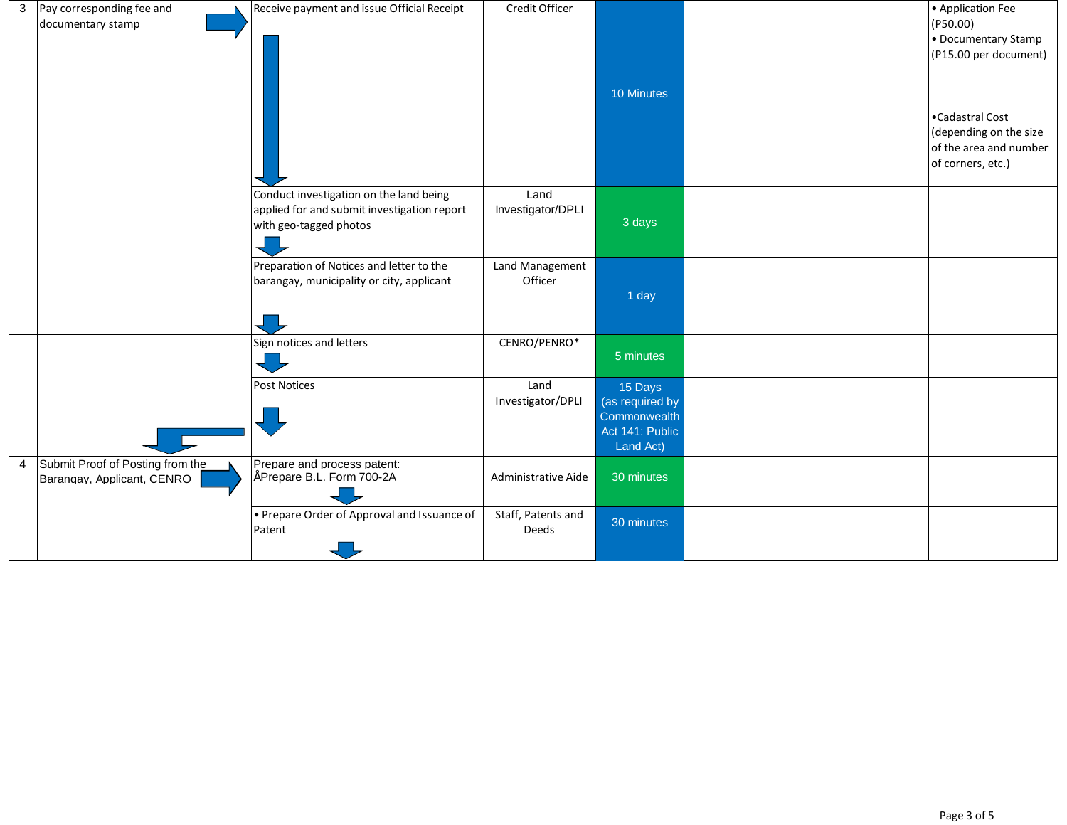| 3 | Pay corresponding fee and documentary stamp | Receive payment and issue Official Receipt | Credit Officer | 10 Minutes | | • Application Fee (P50.00)<br>• Documentary Stamp (P15.00 per document)<br>•Cadastral Cost (depending on the size of the area and number of corners, etc.) |
|---|---|---|---|---|---|---|
| | | Conduct investigation on the land being applied for and submit investigation report with geo-tagged photos | Land Investigator/DPLI | 3 days | | |
| | | Preparation of Notices and letter to the barangay, municipality or city, applicant | Land Management Officer | 1 day | | |
| | | Sign notices and letters | CENRO/PENRO* | 5 minutes | | |
| | | Post Notices | Land Investigator/DPLI | 15 Days (as required by Commonwealth Act 141: Public Land Act) | | |
| 4 | Submit Proof of Posting from the Barangay, Applicant, CENRO | Prepare and process patent:<br>ÅPrepare B.L. Form 700-2A | Administrative Aide | 30 minutes | | |
| | | • Prepare Order of Approval and Issuance of Patent | Staff, Patents and Deeds | 30 minutes | | |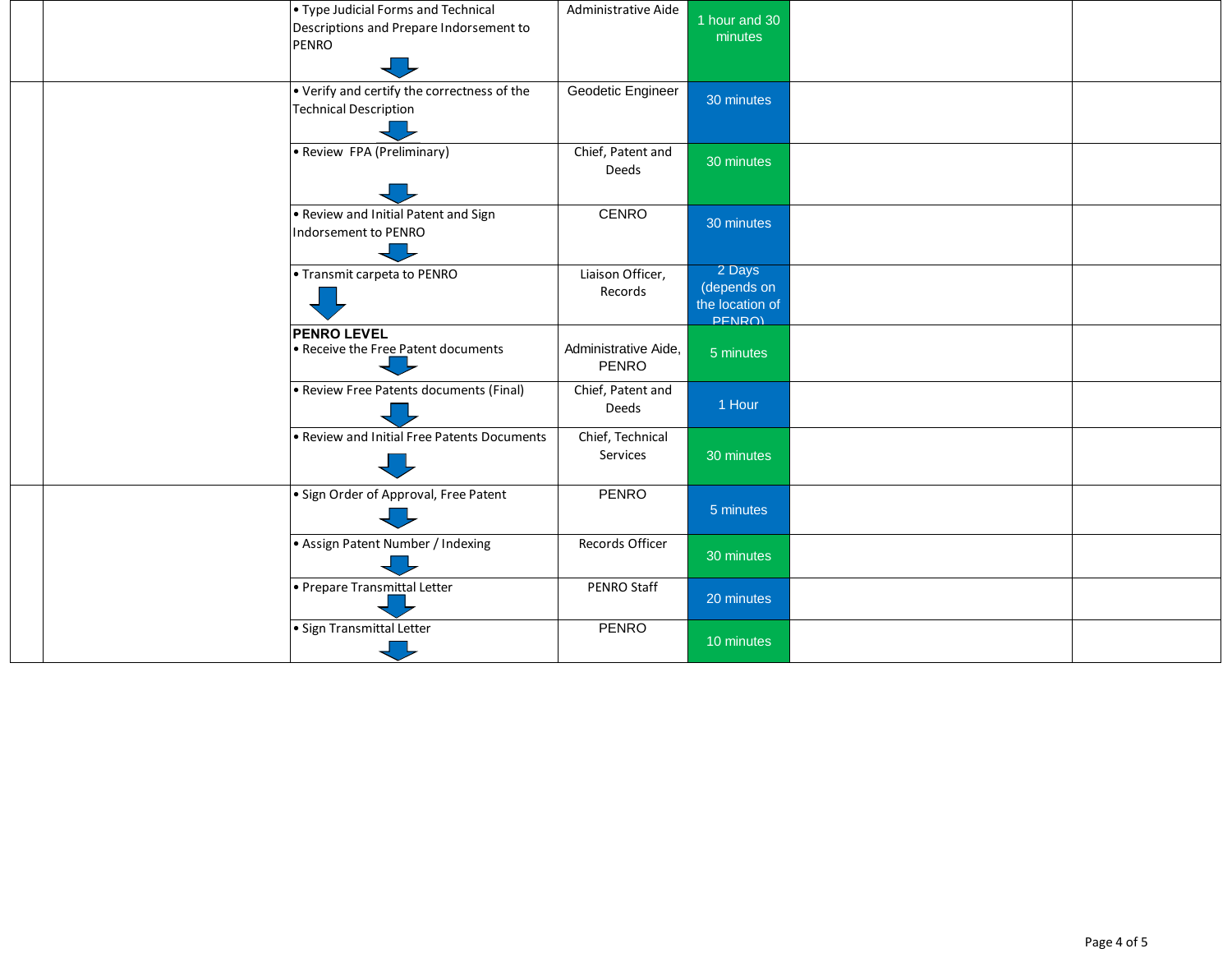| | | | | | | |
|---|---|---|---|---|---|---|
| | | • Type Judicial Forms and Technical Descriptions and Prepare Indorsement to PENRO | Administrative Aide | 1 hour and 30 minutes | | |
| | | • Verify and certify the correctness of the Technical Description | Geodetic Engineer | 30 minutes | | |
| | | • Review FPA (Preliminary) | Chief, Patent and Deeds | 30 minutes | | |
| | | • Review and Initial Patent and Sign Indorsement to PENRO | CENRO | 30 minutes | | |
| | | • Transmit carpeta to PENRO | Liaison Officer, Records | 2 Days (depends on the location of PENRO) | | |
| | | **PENRO LEVEL**<br>• Receive the Free Patent documents | Administrative Aide, PENRO | 5 minutes | | |
| | | • Review Free Patents documents (Final) | Chief, Patent and Deeds | 1 Hour | | |
| | | • Review and Initial Free Patents Documents | Chief, Technical Services | 30 minutes | | |
| | | • Sign Order of Approval, Free Patent | PENRO | 5 minutes | | |
| | | • Assign Patent Number / Indexing | Records Officer | 30 minutes | | |
| | | • Prepare Transmittal Letter | PENRO Staff | 20 minutes | | |
| | | • Sign Transmittal Letter | PENRO | 10 minutes | | |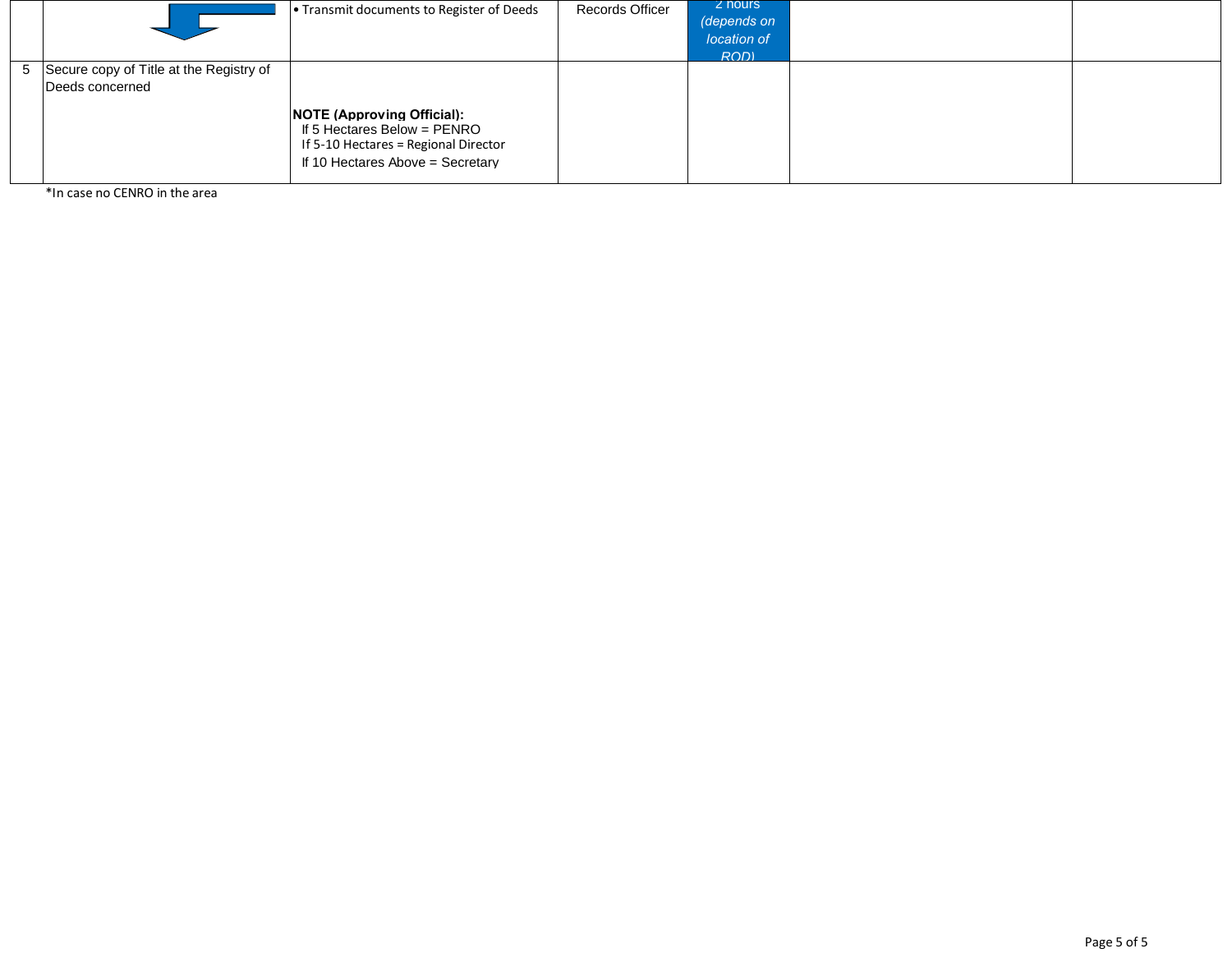| | | | | | | |
|---|---|---|---|---|---|---|
| | | • Transmit documents to Register of Deeds | Records Officer | 2 hours *(depends on location of ROD)* | | |
| 5 | Secure copy of Title at the Registry of Deeds concerned | **NOTE (Approving Official):**<br>If 5 Hectares Below = PENRO<br>If 5-10 Hectares = Regional Director<br>If 10 Hectares Above = Secretary | | | | |

*In case no CENRO in the area